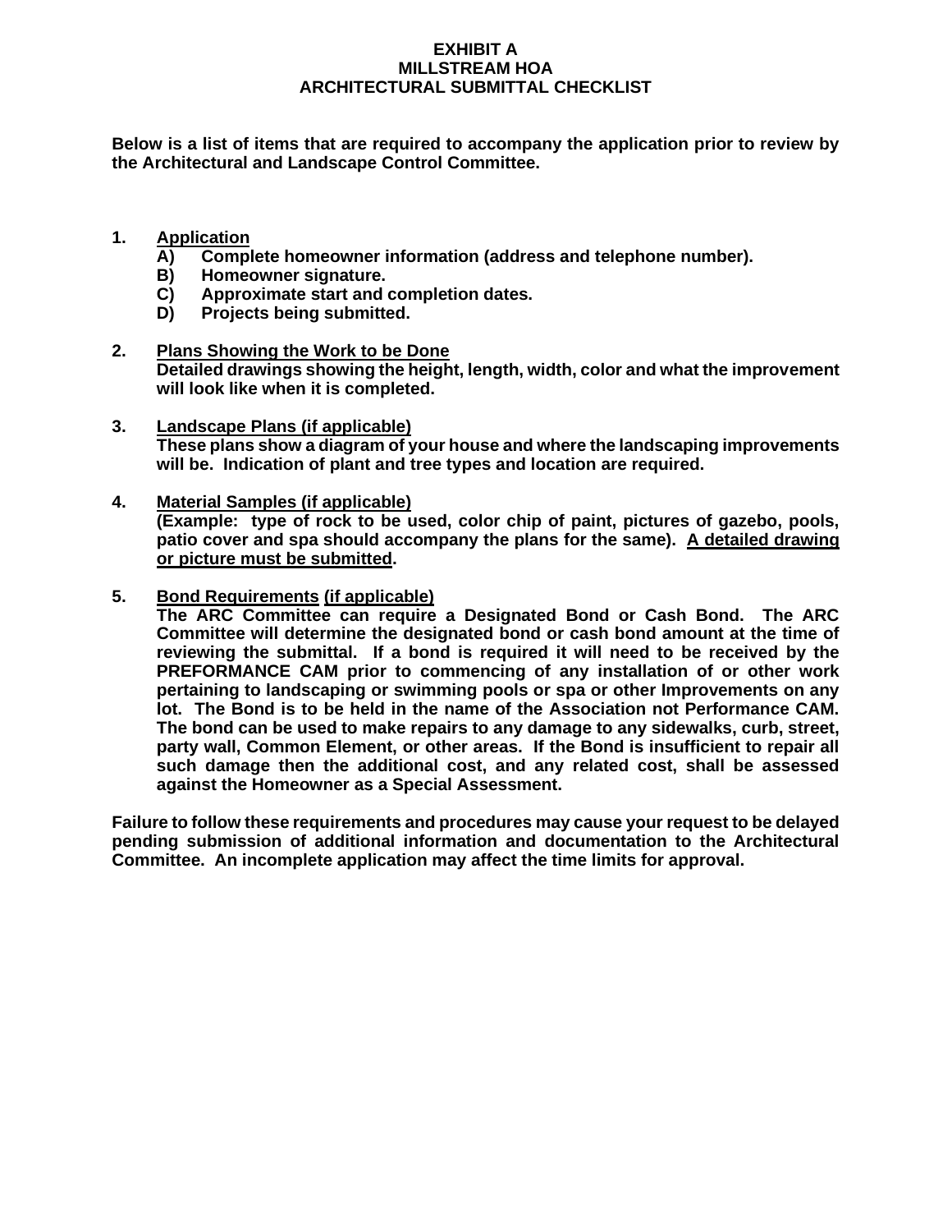# EXHIBIT A
# MILLSTREAM HOA
# ARCHITECTURAL SUBMITTAL CHECKLIST

**Below is a list of items that are required to accompany the application prior to review by the Architectural and Landscape Control Committee.**

1. **Application**
   - A) **Complete homeowner information (address and telephone number).**
   - B) **Homeowner signature.**
   - C) **Approximate start and completion dates.**
   - D) **Projects being submitted.**

2. **Plans Showing the Work to be Done**
   **Detailed drawings showing the height, length, width, color and what the improvement will look like when it is completed.**

3. **Landscape Plans (if applicable)**
   **These plans show a diagram of your house and where the landscaping improvements will be. Indication of plant and tree types and location are required.**

4. **Material Samples (if applicable)**
   **(Example: type of rock to be used, color chip of paint, pictures of gazebo, pools, patio cover and spa should accompany the plans for the same). A detailed drawing or picture must be submitted.**

5. **Bond Requirements (if applicable)**
   **The ARC Committee can require a Designated Bond or Cash Bond. The ARC Committee will determine the designated bond or cash bond amount at the time of reviewing the submittal. If a bond is required it will need to be received by the PREFORMANCE CAM prior to commencing of any installation of or other work pertaining to landscaping or swimming pools or spa or other Improvements on any lot. The Bond is to be held in the name of the Association not Performance CAM. The bond can be used to make repairs to any damage to any sidewalks, curb, street, party wall, Common Element, or other areas. If the Bond is insufficient to repair all such damage then the additional cost, and any related cost, shall be assessed against the Homeowner as a Special Assessment.**

**Failure to follow these requirements and procedures may cause your request to be delayed pending submission of additional information and documentation to the Architectural Committee. An incomplete application may affect the time limits for approval.**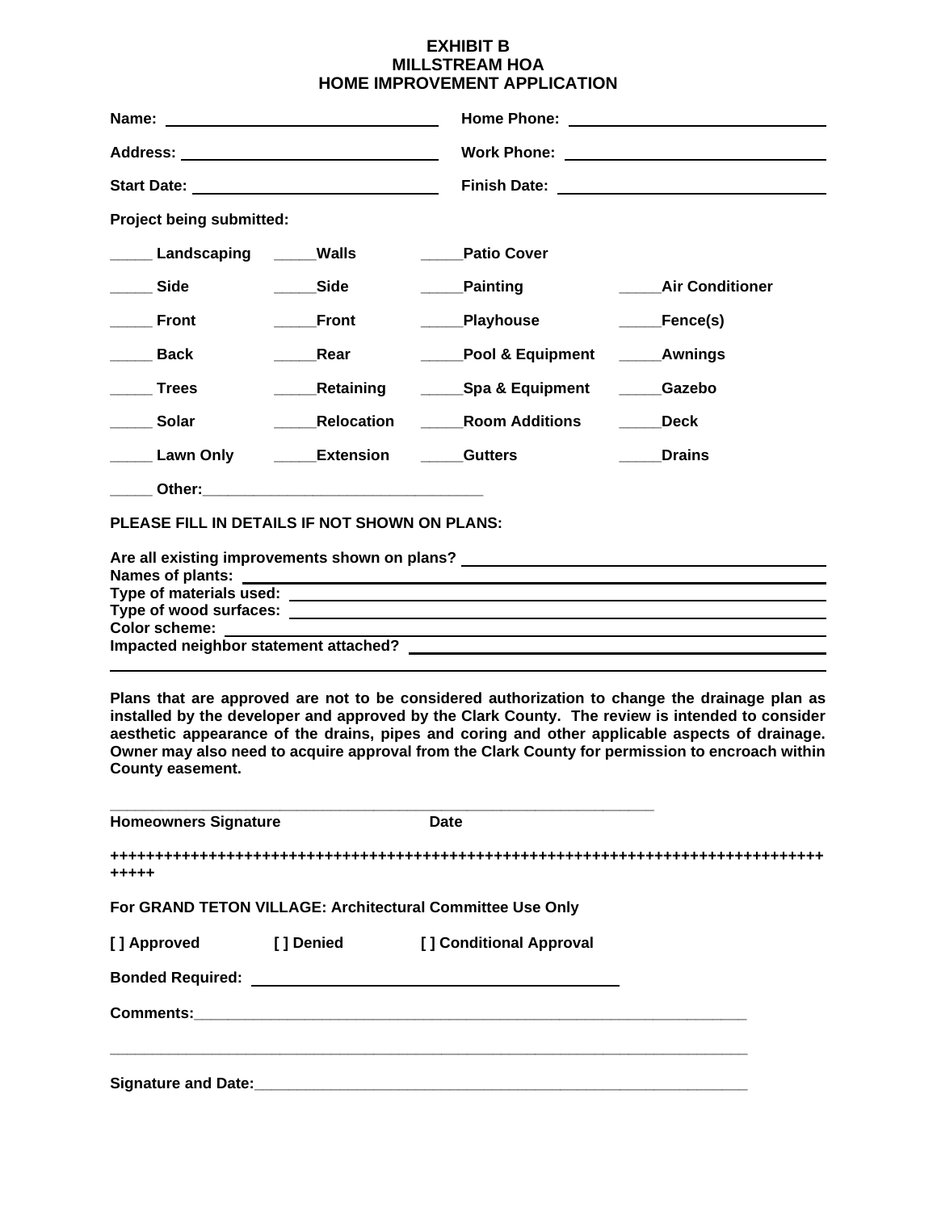**EXHIBIT B**
**MILLSTREAM HOA**
**HOME IMPROVEMENT APPLICATION**

**Name:** ______________________________ **Home Phone:** ______________________________

**Address:** ______________________________ **Work Phone:** ______________________________

**Start Date:** ______________________________ **Finish Date:** ______________________________

**Project being submitted:**

| | | | |
|---|---|---|---|
| _____ Landscaping | _____Walls | _____Patio Cover | |
| _____ Side | _____Side | _____Painting | _____Air Conditioner |
| _____ Front | _____Front | _____Playhouse | _____Fence(s) |
| _____ Back | _____Rear | _____Pool & Equipment | _____Awnings |
| _____ Trees | _____Retaining | _____Spa & Equipment | _____Gazebo |
| _____ Solar | _____Relocation | _____Room Additions | _____Deck |
| _____ Lawn Only | _____Extension | _____Gutters | _____Drains |

_____ Other:________________________________

**PLEASE FILL IN DETAILS IF NOT SHOWN ON PLANS:**

**Are all existing improvements shown on plans?** ______________________________
**Names of plants:** ______________________________
**Type of materials used:** ______________________________
**Type of wood surfaces:** ______________________________
**Color scheme:** ______________________________
**Impacted neighbor statement attached?** ______________________________

**Plans that are approved are not to be considered authorization to change the drainage plan as installed by the developer and approved by the Clark County. The review is intended to consider aesthetic appearance of the drains, pipes and coring and other applicable aspects of drainage. Owner may also need to acquire approval from the Clark County for permission to encroach within County easement.**

______________________________________________________________

**Homeowners Signature** **Date**

**+++++++++++++++++++++++++++++++++++++++++++++++++++++++++++++++++++++++++++++++++++++++++++**

**For GRAND TETON VILLAGE: Architectural Committee Use Only**

**[ ] Approved** **[ ] Denied** **[ ] Conditional Approval**

**Bonded Required:** ______________________________

**Comments:**______________________________________________________________

______________________________________________________________________

**Signature and Date:**______________________________________________________________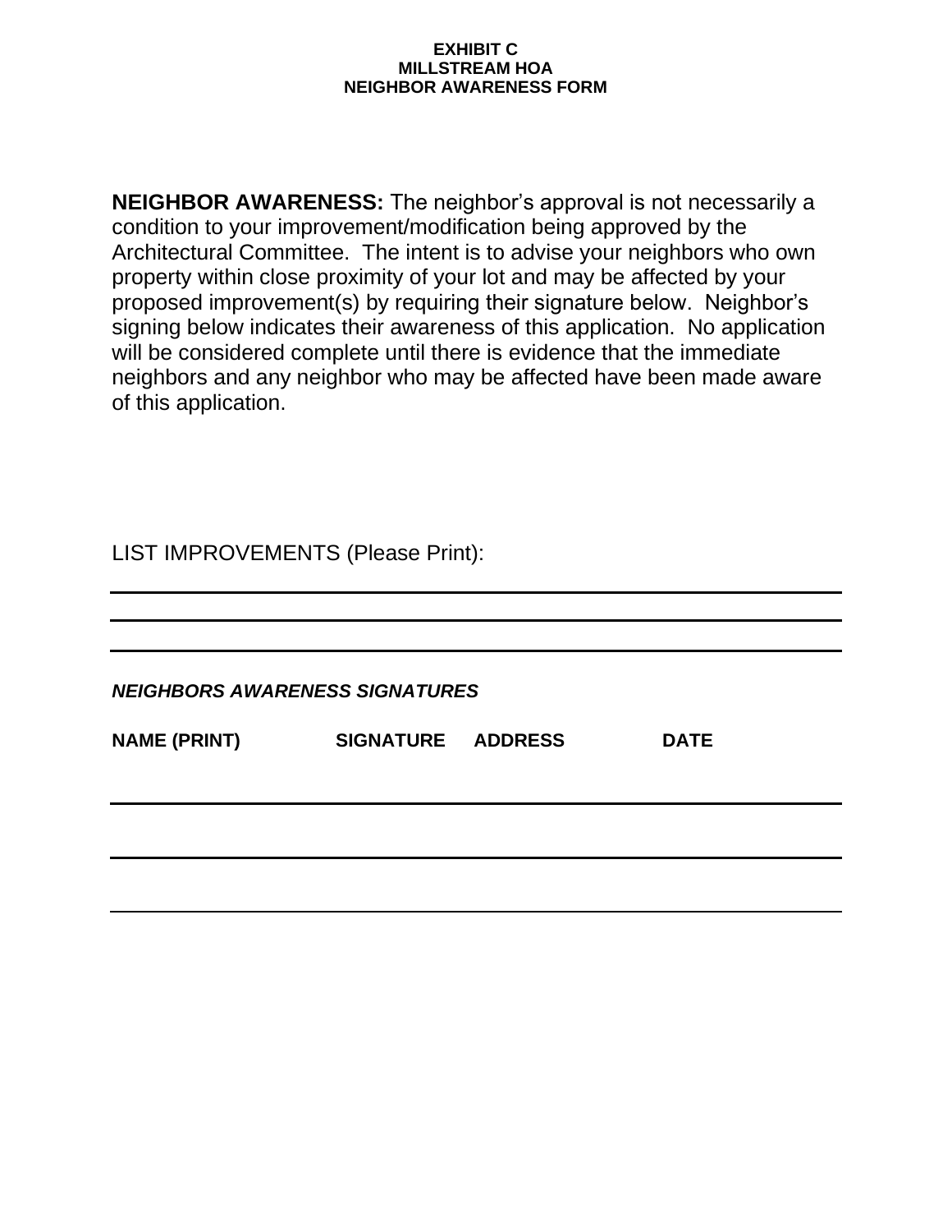**EXHIBIT C**
**MILLSTREAM HOA**
**NEIGHBOR AWARENESS FORM**

**NEIGHBOR AWARENESS:** The neighbor's approval is not necessarily a condition to your improvement/modification being approved by the Architectural Committee. The intent is to advise your neighbors who own property within close proximity of your lot and may be affected by your proposed improvement(s) by requiring their signature below. Neighbor's signing below indicates their awareness of this application. No application will be considered complete until there is evidence that the immediate neighbors and any neighbor who may be affected have been made aware of this application.

LIST IMPROVEMENTS (Please Print):

______________________________________________________________

______________________________________________________________

______________________________________________________________

***NEIGHBORS AWARENESS SIGNATURES***

| NAME (PRINT) | SIGNATURE | ADDRESS | DATE |
|---|---|---|---|
| | | | |
| | | | |
| | | | |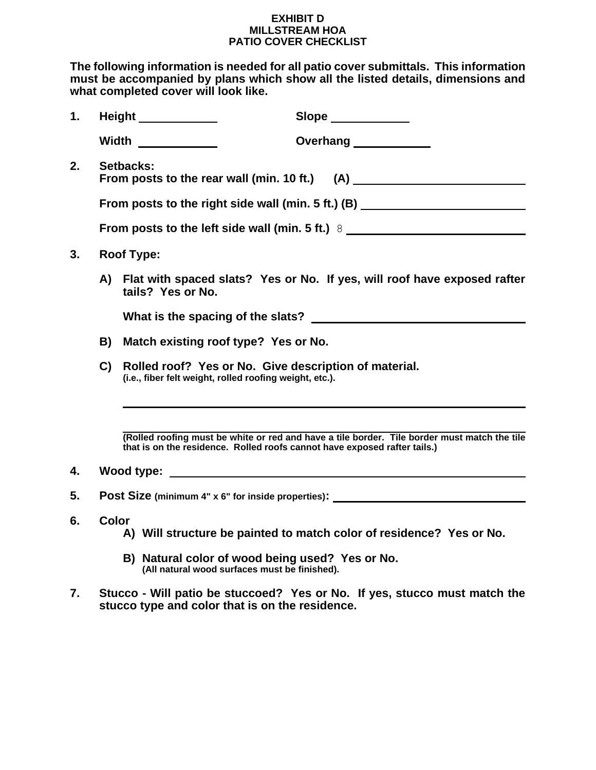**EXHIBIT D**
**MILLSTREAM HOA**
**PATIO COVER CHECKLIST**

**The following information is needed for all patio cover submittals. This information must be accompanied by plans which show all the listed details, dimensions and what completed cover will look like.**

**1.** **Height** ____________ **Slope** ____________

**Width** ____________ **Overhang** ____________

**2.** **Setbacks:**
**From posts to the rear wall (min. 10 ft.) (A)** ______________________

**From posts to the right side wall (min. 5 ft.) (B)** ______________________

**From posts to the left side wall (min. 5 ft.)** 8 ______________________

**3.** **Roof Type:**

**A)** **Flat with spaced slats? Yes or No. If yes, will roof have exposed rafter tails? Yes or No.**

**What is the spacing of the slats?** ______________________

**B)** **Match existing roof type? Yes or No.**

**C)** **Rolled roof? Yes or No. Give description of material.**
**(i.e., fiber felt weight, rolled roofing weight, etc.).**

______________________________________________

______________________________________________
**(Rolled roofing must be white or red and have a tile border. Tile border must match the tile that is on the residence. Rolled roofs cannot have exposed rafter tails.)**

**4.** **Wood type:** ______________________________________________

**5.** **Post Size (minimum 4" x 6" for inside properties):** ______________________

**6.** **Color**
**A)** **Will structure be painted to match color of residence? Yes or No.**

**B)** **Natural color of wood being used? Yes or No.**
**(All natural wood surfaces must be finished).**

**7.** **Stucco - Will patio be stuccoed? Yes or No. If yes, stucco must match the stucco type and color that is on the residence.**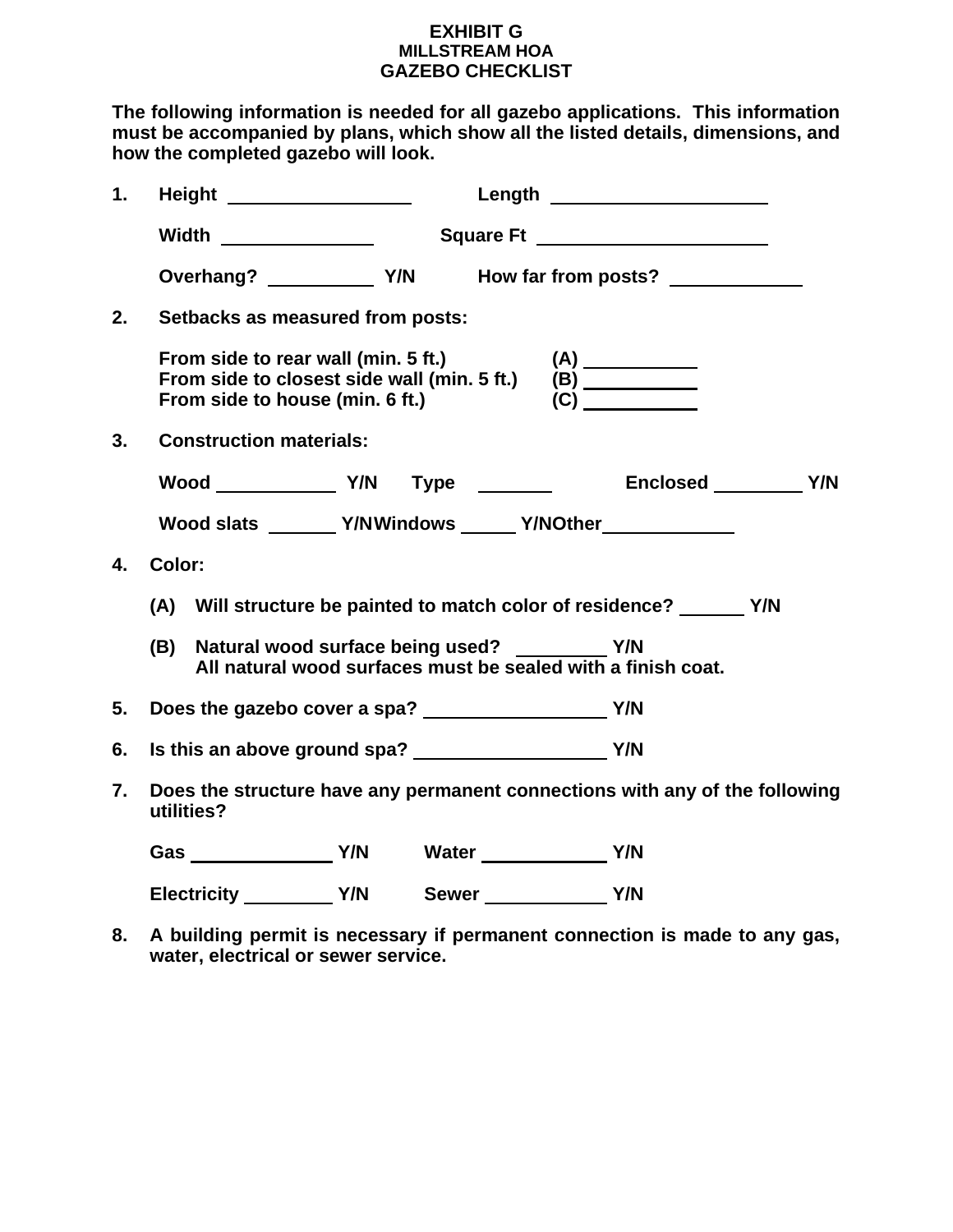# EXHIBIT G
## MILLSTREAM HOA
## GAZEBO CHECKLIST

**The following information is needed for all gazebo applications. This information must be accompanied by plans, which show all the listed details, dimensions, and how the completed gazebo will look.**

**1.** **Height** ________________ **Length** ____________________

**Width** ______________ **Square Ft** ____________________

**Overhang?** __________ **Y/N** **How far from posts?** ____________

**2.** **Setbacks as measured from posts:**

**From side to rear wall (min. 5 ft.)** **(A)** __________
**From side to closest side wall (min. 5 ft.)** **(B)** __________
**From side to house (min. 6 ft.)** **(C)** __________

**3.** **Construction materials:**

**Wood** ___________ **Y/N** **Type** _______ **Enclosed** ________ **Y/N**

**Wood slats** ______ **Y/N** **Windows** _____ **Y/N** **Other** ____________

**4.** **Color:**

**(A)** **Will structure be painted to match color of residence?** ______ **Y/N**

**(B)** **Natural wood surface being used?** ________ **Y/N**
**All natural wood surfaces must be sealed with a finish coat.**

**5.** **Does the gazebo cover a spa?** ________________ **Y/N**

**6.** **Is this an above ground spa?** ________________ **Y/N**

**7.** **Does the structure have any permanent connections with any of the following utilities?**

**Gas** _____________ **Y/N** **Water** ___________ **Y/N**

**Electricity** ________ **Y/N** **Sewer** ___________ **Y/N**

**8.** **A building permit is necessary if permanent connection is made to any gas, water, electrical or sewer service.**